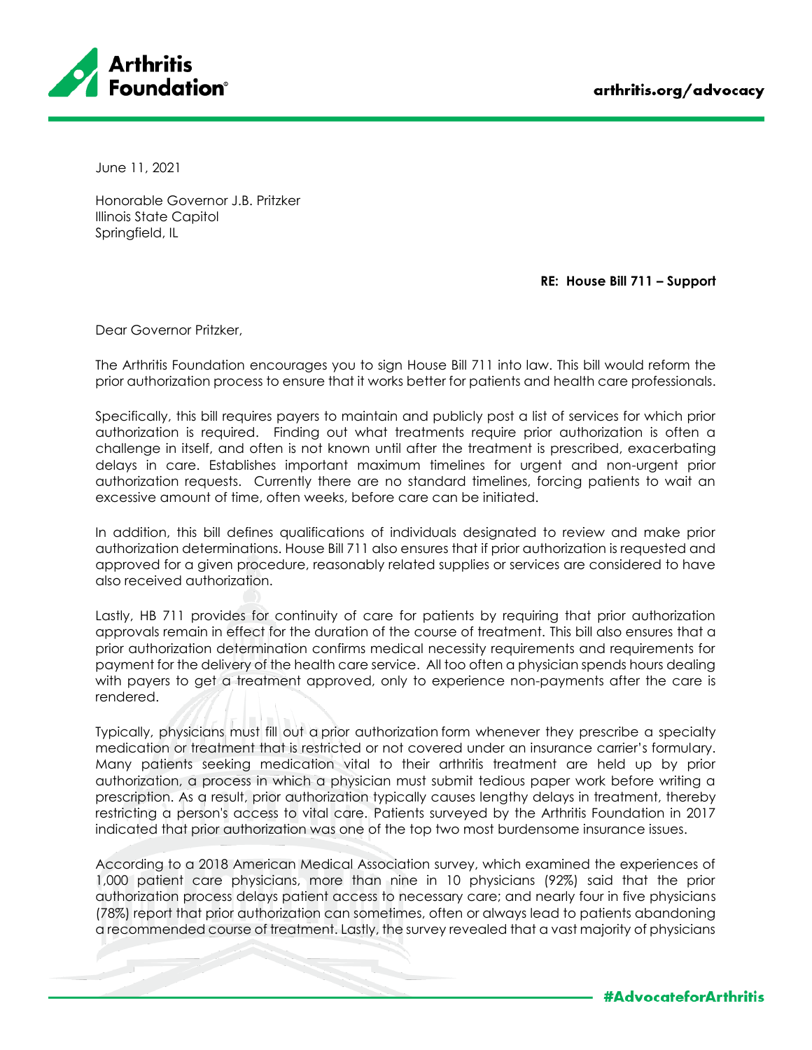June 11, 2021

Honorable Governor J.B. Pritzker
Illinois State Capitol
Springfield, IL

**RE: House Bill 711 – Support**

Dear Governor Pritzker,

The Arthritis Foundation encourages you to sign House Bill 711 into law. This bill would reform the prior authorization process to ensure that it works better for patients and health care professionals.

Specifically, this bill requires payers to maintain and publicly post a list of services for which prior authorization is required. Finding out what treatments require prior authorization is often a challenge in itself, and often is not known until after the treatment is prescribed, exacerbating delays in care. Establishes important maximum timelines for urgent and non-urgent prior authorization requests. Currently there are no standard timelines, forcing patients to wait an excessive amount of time, often weeks, before care can be initiated.

In addition, this bill defines qualifications of individuals designated to review and make prior authorization determinations. House Bill 711 also ensures that if prior authorization is requested and approved for a given procedure, reasonably related supplies or services are considered to have also received authorization.

Lastly, HB 711 provides for continuity of care for patients by requiring that prior authorization approvals remain in effect for the duration of the course of treatment. This bill also ensures that a prior authorization determination confirms medical necessity requirements and requirements for payment for the delivery of the health care service. All too often a physician spends hours dealing with payers to get a treatment approved, only to experience non-payments after the care is rendered.

Typically, physicians must fill out a prior authorization form whenever they prescribe a specialty medication or treatment that is restricted or not covered under an insurance carrier's formulary. Many patients seeking medication vital to their arthritis treatment are held up by prior authorization, a process in which a physician must submit tedious paper work before writing a prescription. As a result, prior authorization typically causes lengthy delays in treatment, thereby restricting a person's access to vital care. Patients surveyed by the Arthritis Foundation in 2017 indicated that prior authorization was one of the top two most burdensome insurance issues.

According to a 2018 American Medical Association survey, which examined the experiences of 1,000 patient care physicians, more than nine in 10 physicians (92%) said that the prior authorization process delays patient access to necessary care; and nearly four in five physicians (78%) report that prior authorization can sometimes, often or always lead to patients abandoning a recommended course of treatment. Lastly, the survey revealed that a vast majority of physicians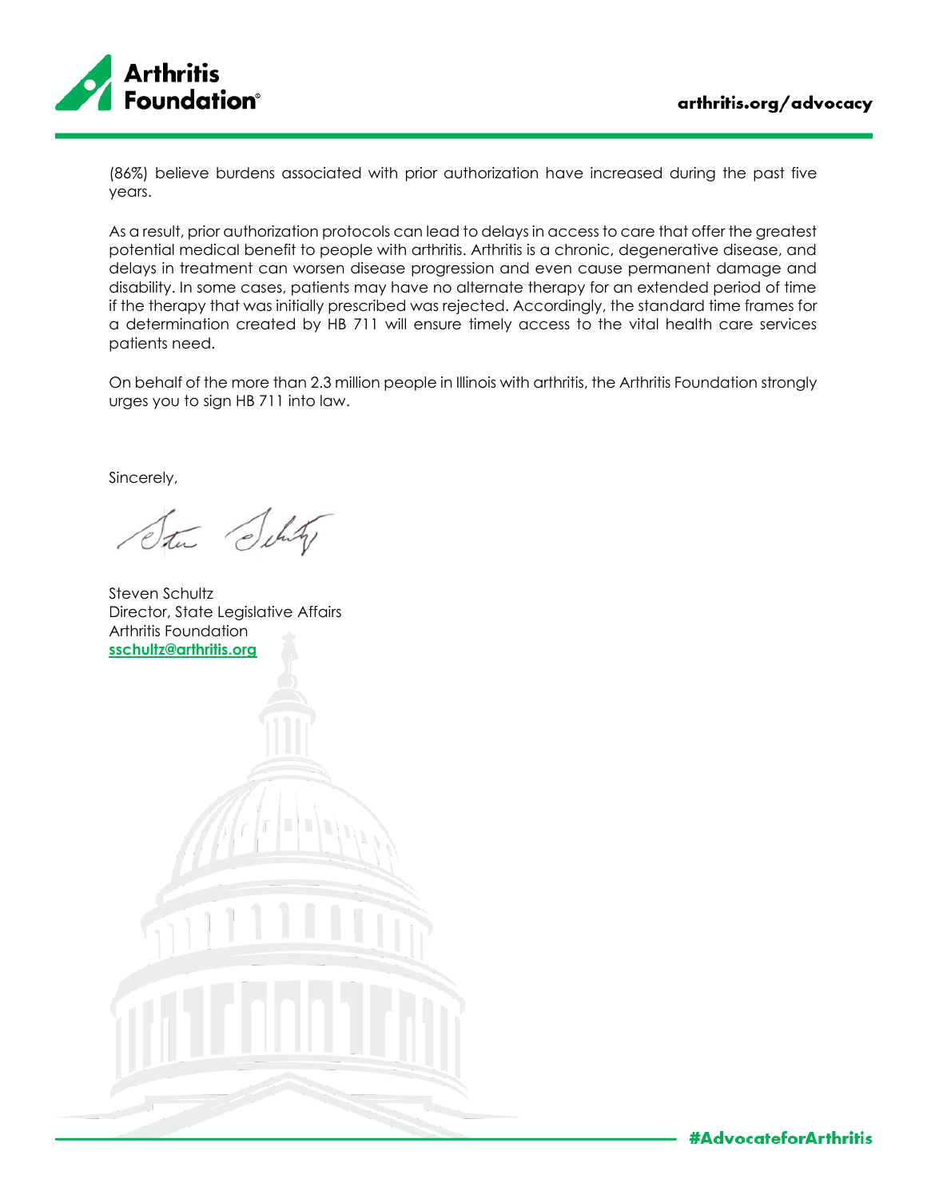(86%) believe burdens associated with prior authorization have increased during the past five years.

As a result, prior authorization protocols can lead to delays in access to care that offer the greatest potential medical benefit to people with arthritis. Arthritis is a chronic, degenerative disease, and delays in treatment can worsen disease progression and even cause permanent damage and disability. In some cases, patients may have no alternate therapy for an extended period of time if the therapy that was initially prescribed was rejected. Accordingly, the standard time frames for a determination created by HB 711 will ensure timely access to the vital health care services patients need.

On behalf of the more than 2.3 million people in Illinois with arthritis, the Arthritis Foundation strongly urges you to sign HB 711 into law.

Sincerely,

Steven Schultz
Director, State Legislative Affairs
Arthritis Foundation
**sschultz@arthritis.org**